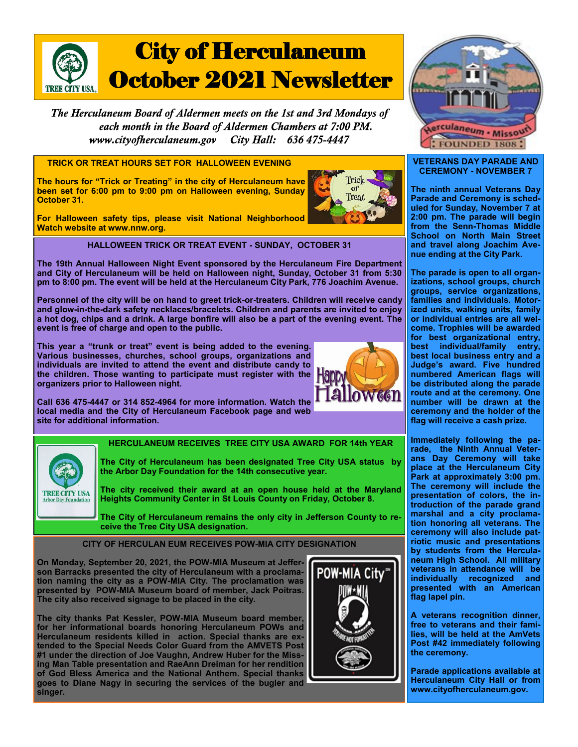# City of Herculaneum October 2021 Newsletter

*The Herculaneum Board of Aldermen meets on the 1st and 3rd Mondays of each month in the Board of Aldermen Chambers at 7:00 PM.*
*www.cityofherculaneum.gov City Hall: 636 475-4447*

## TRICK OR TREAT HOURS SET FOR HALLOWEEN EVENING

**The hours for "Trick or Treating" in the city of Herculaneum have been set for 6:00 pm to 9:00 pm on Halloween evening, Sunday October 31.**

**For Halloween safety tips, please visit National Neighborhood Watch website at www.nnw.org.**

## HALLOWEEN TRICK OR TREAT EVENT - SUNDAY, OCTOBER 31

**The 19th Annual Halloween Night Event sponsored by the Herculaneum Fire Department and City of Herculaneum will be held on Halloween night, Sunday, October 31 from 5:30 pm to 8:00 pm. The event will be held at the Herculaneum City Park, 776 Joachim Avenue.**

**Personnel of the city will be on hand to greet trick-or-treaters. Children will receive candy and glow-in-the-dark safety necklaces/bracelets. Children and parents are invited to enjoy a hot dog, chips and a drink. A large bonfire will also be a part of the evening event. The event is free of charge and open to the public.**

**This year a "trunk or treat" event is being added to the evening. Various businesses, churches, school groups, organizations and individuals are invited to attend the event and distribute candy to the children. Those wanting to participate must register with the organizers prior to Halloween night.**

**Call 636 475-4447 or 314 852-4964 for more information. Watch the local media and the City of Herculaneum Facebook page and web site for additional information.**

## HERCULANEUM RECEIVES TREE CITY USA AWARD FOR 14th YEAR

**The City of Herculaneum has been designated Tree City USA status by the Arbor Day Foundation for the 14th consecutive year.**

**The city received their award at an open house held at the Maryland Heights Community Center in St Louis County on Friday, October 8.**

**The City of Herculaneum remains the only city in Jefferson County to receive the Tree City USA designation.**

## CITY OF HERCULAN EUM RECEIVES POW-MIA CITY DESIGNATION

**On Monday, September 20, 2021, the POW-MIA Museum at Jefferson Barracks presented the city of Herculaneum with a proclamation naming the city as a POW-MIA City. The proclamation was presented by POW-MIA Museum board of member, Jack Poitras. The city also received signage to be placed in the city.**

**The city thanks Pat Kessler, POW-MIA Museum board member, for her informational boards honoring Herculaneum POWs and Herculaneum residents killed in action. Special thanks are extended to the Special Needs Color Guard from the AMVETS Post #1 under the direction of Joe Vaughn, Andrew Huber for the Missing Man Table presentation and RaeAnn Dreiman for her rendition of God Bless America and the National Anthem. Special thanks goes to Diane Nagy in securing the services of the bugler and singer.**

## VETERANS DAY PARADE AND CEREMONY - NOVEMBER 7

**The ninth annual Veterans Day Parade and Ceremony is scheduled for Sunday, November 7 at 2:00 pm. The parade will begin from the Senn-Thomas Middle School on North Main Street and travel along Joachim Avenue ending at the City Park.**

**The parade is open to all organizations, school groups, church groups, service organizations, families and individuals. Motorized units, walking units, family or individual entries are all welcome. Trophies will be awarded for best organizational entry, best individual/family entry, best local business entry and a Judge's award. Five hundred numbered American flags will be distributed along the parade route and at the ceremony. One number will be drawn at the ceremony and the holder of the flag will receive a cash prize.**

**Immediately following the parade, the Ninth Annual Veterans Day Ceremony will take place at the Herculaneum City Park at approximately 3:00 pm. The ceremony will include the presentation of colors, the introduction of the parade grand marshal and a city proclamation honoring all veterans. The ceremony will also include patriotic music and presentations by students from the Herculaneum High School. All military veterans in attendance will be individually recognized and presented with an American flag lapel pin.**

**A veterans recognition dinner, free to veterans and their families, will be held at the AmVets Post #42 immediately following the ceremony.**

**Parade applications available at Herculaneum City Hall or from www.cityofherculaneum.gov.**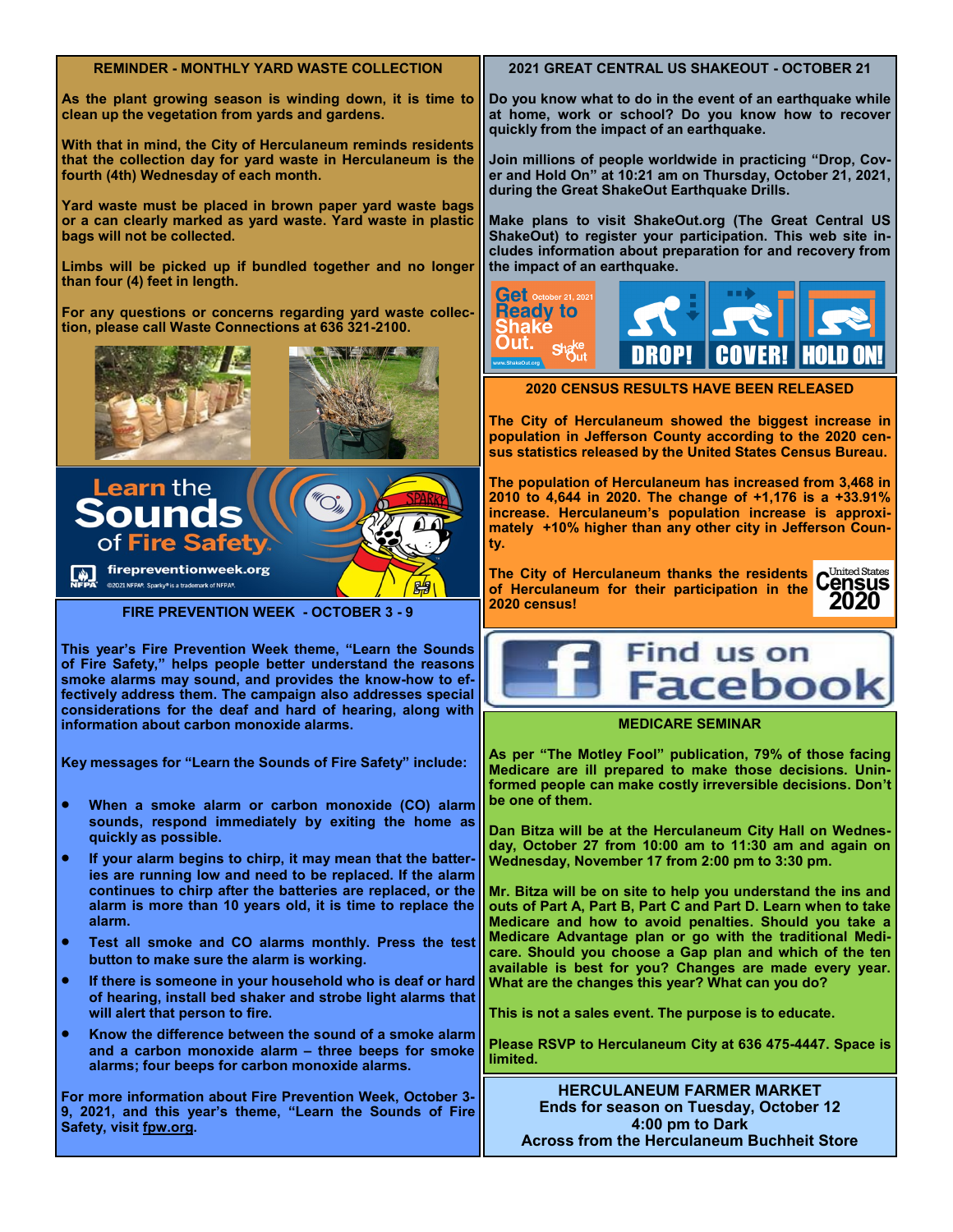## REMINDER - MONTHLY YARD WASTE COLLECTION

**As the plant growing season is winding down, it is time to clean up the vegetation from yards and gardens.**

**With that in mind, the City of Herculaneum reminds residents that the collection day for yard waste in Herculaneum is the fourth (4th) Wednesday of each month.**

**Yard waste must be placed in brown paper yard waste bags or a can clearly marked as yard waste. Yard waste in plastic bags will not be collected.**

**Limbs will be picked up if bundled together and no longer than four (4) feet in length.**

**For any questions or concerns regarding yard waste collection, please call Waste Connections at 636 321-2100.**

Learn the Sounds of Fire Safety

firepreventionweek.org

©2021 NFPA®. Sparky® is a trademark of NFPA®.

## FIRE PREVENTION WEEK - OCTOBER 3 - 9

**This year's Fire Prevention Week theme, "Learn the Sounds of Fire Safety," helps people better understand the reasons smoke alarms may sound, and provides the know-how to effectively address them. The campaign also addresses special considerations for the deaf and hard of hearing, along with information about carbon monoxide alarms.**

**Key messages for "Learn the Sounds of Fire Safety" include:**

- **When a smoke alarm or carbon monoxide (CO) alarm sounds, respond immediately by exiting the home as quickly as possible.**
- **If your alarm begins to chirp, it may mean that the batteries are running low and need to be replaced. If the alarm continues to chirp after the batteries are replaced, or the alarm is more than 10 years old, it is time to replace the alarm.**
- **Test all smoke and CO alarms monthly. Press the test button to make sure the alarm is working.**
- **If there is someone in your household who is deaf or hard of hearing, install bed shaker and strobe light alarms that will alert that person to fire.**
- **Know the difference between the sound of a smoke alarm and a carbon monoxide alarm – three beeps for smoke alarms; four beeps for carbon monoxide alarms.**

**For more information about Fire Prevention Week, October 3-9, 2021, and this year's theme, "Learn the Sounds of Fire Safety, visit fpw.org.**

## 2021 GREAT CENTRAL US SHAKEOUT - OCTOBER 21

**Do you know what to do in the event of an earthquake while at home, work or school? Do you know how to recover quickly from the impact of an earthquake.**

**Join millions of people worldwide in practicing "Drop, Cover and Hold On" at 10:21 am on Thursday, October 21, 2021, during the Great ShakeOut Earthquake Drills.**

**Make plans to visit ShakeOut.org (The Great Central US ShakeOut) to register your participation. This web site includes information about preparation for and recovery from the impact of an earthquake.**

Get Ready to Shake Out. October 21, 2021 www.ShakeOut.org

DROP! COVER! HOLD ON!

## 2020 CENSUS RESULTS HAVE BEEN RELEASED

**The City of Herculaneum showed the biggest increase in population in Jefferson County according to the 2020 census statistics released by the United States Census Bureau.**

**The population of Herculaneum has increased from 3,468 in 2010 to 4,644 in 2020. The change of +1,176 is a +33.91% increase. Herculaneum's population increase is approximately +10% higher than any other city in Jefferson County.**

**The City of Herculaneum thanks the residents of Herculaneum for their participation in the 2020 census!**

United States Census 2020

Find us on Facebook

## MEDICARE SEMINAR

**As per "The Motley Fool" publication, 79% of those facing Medicare are ill prepared to make those decisions. Uninformed people can make costly irreversible decisions. Don't be one of them.**

**Dan Bitza will be at the Herculaneum City Hall on Wednesday, October 27 from 10:00 am to 11:30 am and again on Wednesday, November 17 from 2:00 pm to 3:30 pm.**

**Mr. Bitza will be on site to help you understand the ins and outs of Part A, Part B, Part C and Part D. Learn when to take Medicare and how to avoid penalties. Should you take a Medicare Advantage plan or go with the traditional Medicare. Should you choose a Gap plan and which of the ten available is best for you? Changes are made every year. What are the changes this year? What can you do?**

**This is not a sales event. The purpose is to educate.**

**Please RSVP to Herculaneum City at 636 475-4447. Space is limited.**

## HERCULANEUM FARMER MARKET

**Ends for season on Tuesday, October 12**
**4:00 pm to Dark**
**Across from the Herculaneum Buchheit Store**